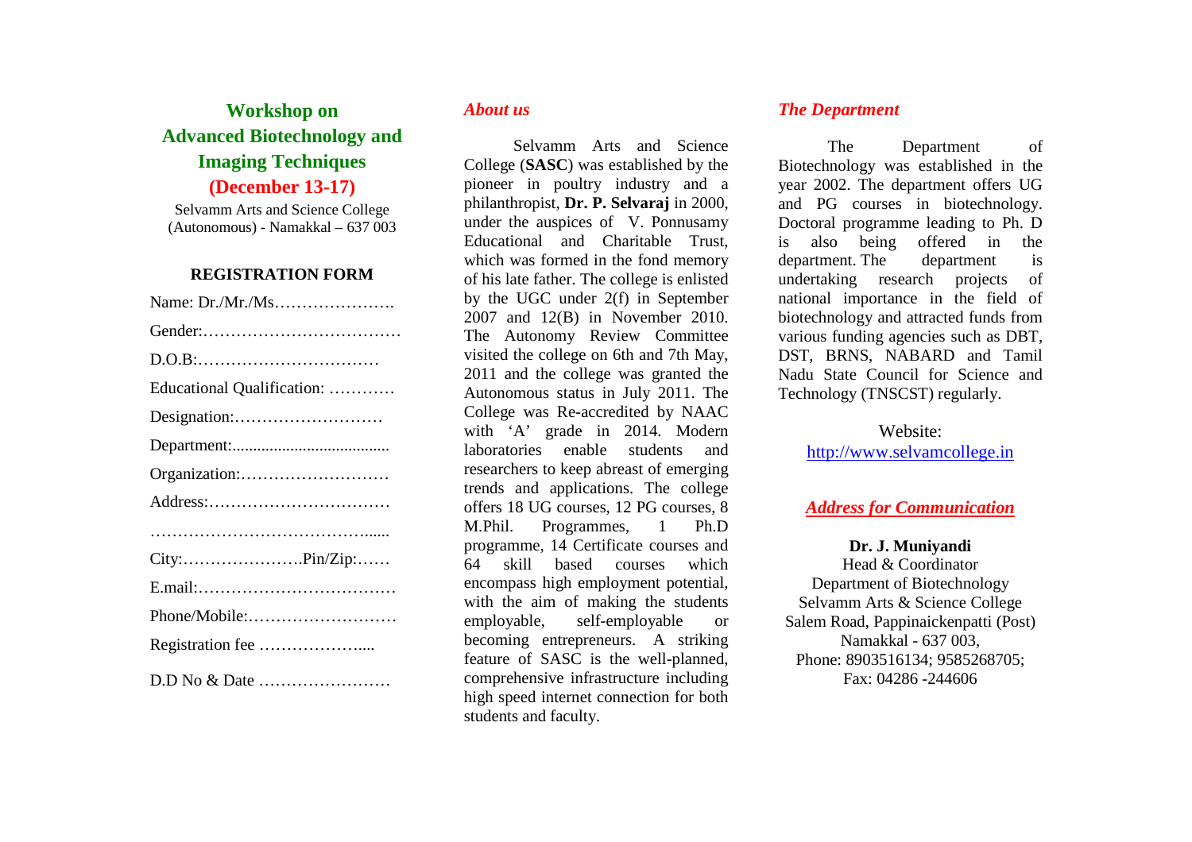# Workshop on Advanced Biotechnology and Imaging Techniques

## (December 13-17)

Selvamm Arts and Science College (Autonomous) - Namakkal – 637 003

### REGISTRATION FORM

Name: Dr./Mr./Ms………………….

Gender:………………………………

D.O.B:……………………………

Educational Qualification: …………

Designation:………………………

Department:......................................

Organization:………………………

Address:……………………………

…………………………………......

City:………………….Pin/Zip:……

E.mail:………………………………

Phone/Mobile:………………………

Registration fee ………………....

D.D No & Date ……………………

## *About us*

Selvamm Arts and Science College (**SASC**) was established by the pioneer in poultry industry and a philanthropist, **Dr. P. Selvaraj** in 2000, under the auspices of V. Ponnusamy Educational and Charitable Trust, which was formed in the fond memory of his late father. The college is enlisted by the UGC under 2(f) in September 2007 and 12(B) in November 2010. The Autonomy Review Committee visited the college on 6th and 7th May, 2011 and the college was granted the Autonomous status in July 2011. The College was Re-accredited by NAAC with 'A' grade in 2014. Modern laboratories enable students and researchers to keep abreast of emerging trends and applications. The college offers 18 UG courses, 12 PG courses, 8 M.Phil. Programmes, 1 Ph.D programme, 14 Certificate courses and 64 skill based courses which encompass high employment potential, with the aim of making the students employable, self-employable or becoming entrepreneurs. A striking feature of SASC is the well-planned, comprehensive infrastructure including high speed internet connection for both students and faculty.

## *The Department*

The Department of Biotechnology was established in the year 2002. The department offers UG and PG courses in biotechnology. Doctoral programme leading to Ph. D is also being offered in the department. The department is undertaking research projects of national importance in the field of biotechnology and attracted funds from various funding agencies such as DBT, DST, BRNS, NABARD and Tamil Nadu State Council for Science and Technology (TNSCST) regularly.

Website:
http://www.selvamcollege.in

## *Address for Communication*

**Dr. J. Muniyandi**
Head & Coordinator
Department of Biotechnology
Selvamm Arts & Science College
Salem Road, Pappinaickenpatti (Post)
Namakkal - 637 003,
Phone: 8903516134; 9585268705;
Fax: 04286 -244606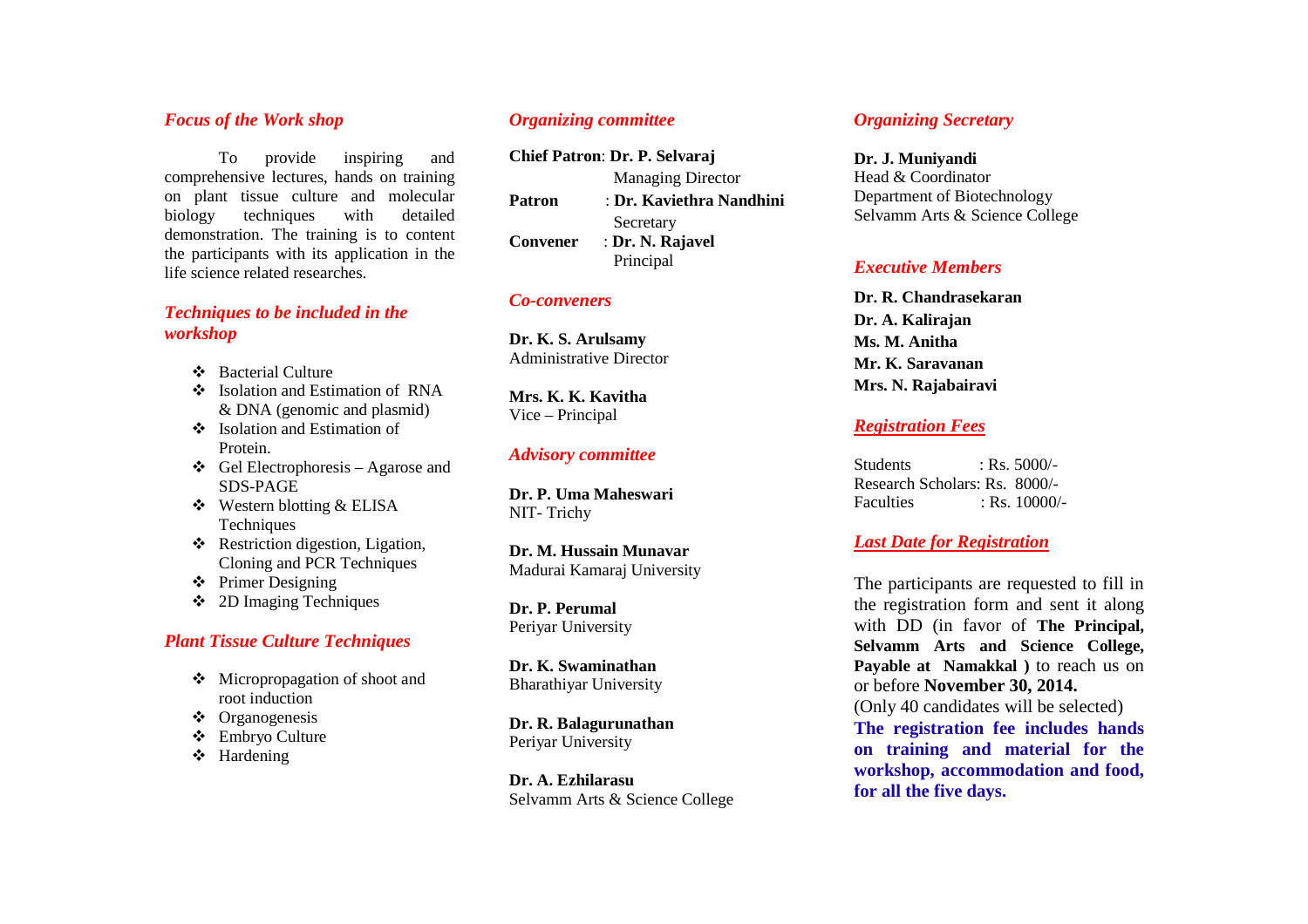## *Focus of the Work shop*

To provide inspiring and comprehensive lectures, hands on training on plant tissue culture and molecular biology techniques with detailed demonstration. The training is to content the participants with its application in the life science related researches.

## *Techniques to be included in the workshop*

- Bacterial Culture
- Isolation and Estimation of RNA & DNA (genomic and plasmid)
- Isolation and Estimation of Protein.
- Gel Electrophoresis – Agarose and SDS-PAGE
- Western blotting & ELISA Techniques
- Restriction digestion, Ligation, Cloning and PCR Techniques
- Primer Designing
- 2D Imaging Techniques

## *Plant Tissue Culture Techniques*

- Micropropagation of shoot and root induction
- Organogenesis
- Embryo Culture
- Hardening

## *Organizing committee*

**Chief Patron**: **Dr. P. Selvaraj**
Managing Director

**Patron** : **Dr. Kaviethra Nandhini**
Secretary

**Convener** : **Dr. N. Rajavel**
Principal

## *Co-conveners*

**Dr. K. S. Arulsamy**
Administrative Director

**Mrs. K. K. Kavitha**
Vice – Principal

## *Advisory committee*

**Dr. P. Uma Maheswari**
NIT- Trichy

**Dr. M. Hussain Munavar**
Madurai Kamaraj University

**Dr. P. Perumal**
Periyar University

**Dr. K. Swaminathan**
Bharathiyar University

**Dr. R. Balagurunathan**
Periyar University

**Dr. A. Ezhilarasu**
Selvamm Arts & Science College

## *Organizing Secretary*

**Dr. J. Muniyandi**
Head & Coordinator
Department of Biotechnology
Selvamm Arts & Science College

## *Executive Members*

**Dr. R. Chandrasekaran**
**Dr. A. Kalirajan**
**Ms. M. Anitha**
**Mr. K. Saravanan**
**Mrs. N. Rajabairavi**

## *Registration Fees*

Students : Rs. 5000/-
Research Scholars: Rs. 8000/-
Faculties : Rs. 10000/-

## *Last Date for Registration*

The participants are requested to fill in the registration form and sent it along with DD (in favor of **The Principal, Selvamm Arts and Science College, Payable at Namakkal )** to reach us on or before **November 30, 2014.**
(Only 40 candidates will be selected)
**The registration fee includes hands on training and material for the workshop, accommodation and food, for all the five days.**